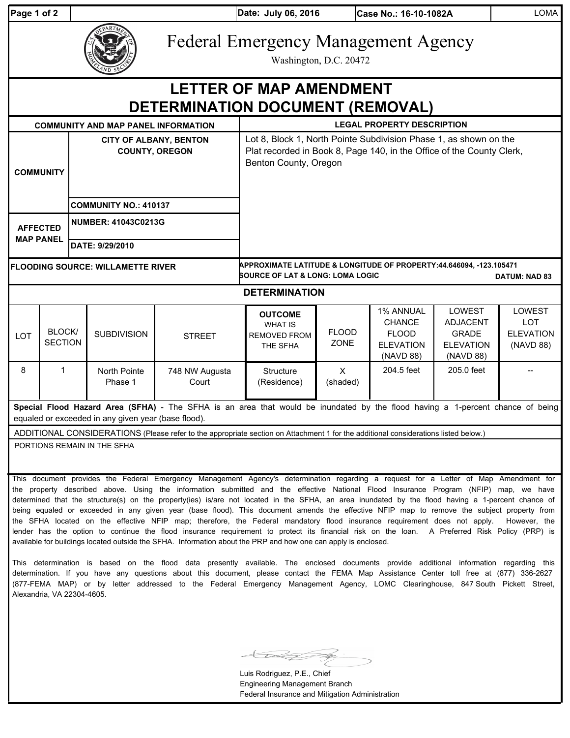| Date: July 06, 2016 | Case No.: 16-10-1082A | LOMA |
|---|---|---|

# Federal Emergency Management Agency

Washington, D.C. 20472

## LETTER OF MAP AMENDMENT DETERMINATION DOCUMENT (REMOVAL)

| COMMUNITY AND MAP PANEL INFORMATION | | LEGAL PROPERTY DESCRIPTION |
|---|---|---|
| COMMUNITY | CITY OF ALBANY, BENTON COUNTY, OREGON | Lot 8, Block 1, North Pointe Subdivision Phase 1, as shown on the Plat recorded in Book 8, Page 140, in the Office of the County Clerk, Benton County, Oregon |
| | COMMUNITY NO.: 410137 | |
| AFFECTED MAP PANEL | NUMBER: 41043C0213G | |
| | DATE: 9/29/2010 | |

| FLOODING SOURCE: WILLAMETTE RIVER | APPROXIMATE LATITUDE & LONGITUDE OF PROPERTY: 44.646094, -123.105471<br>SOURCE OF LAT & LONG: LOMA LOGIC DATUM: NAD 83 |
|---|---|

### DETERMINATION

| LOT | BLOCK/ SECTION | SUBDIVISION | STREET | OUTCOME WHAT IS REMOVED FROM THE SFHA | FLOOD ZONE | 1% ANNUAL CHANCE FLOOD ELEVATION (NAVD 88) | LOWEST ADJACENT GRADE ELEVATION (NAVD 88) | LOWEST LOT ELEVATION (NAVD 88) |
|---|---|---|---|---|---|---|---|---|
| 8 | 1 | North Pointe Phase 1 | 748 NW Augusta Court | Structure (Residence) | X (shaded) | 204.5 feet | 205.0 feet | -- |

**Special Flood Hazard Area (SFHA)** - The SFHA is an area that would be inundated by the flood having a 1-percent chance of being equaled or exceeded in any given year (base flood).

ADDITIONAL CONSIDERATIONS (Please refer to the appropriate section on Attachment 1 for the additional considerations listed below.)

PORTIONS REMAIN IN THE SFHA

This document provides the Federal Emergency Management Agency's determination regarding a request for a Letter of Map Amendment for the property described above. Using the information submitted and the effective National Flood Insurance Program (NFIP) map, we have determined that the structure(s) on the property(ies) is/are not located in the SFHA, an area inundated by the flood having a 1-percent chance of being equaled or exceeded in any given year (base flood). This document amends the effective NFIP map to remove the subject property from the SFHA located on the effective NFIP map; therefore, the Federal mandatory flood insurance requirement does not apply. However, the lender has the option to continue the flood insurance requirement to protect its financial risk on the loan. A Preferred Risk Policy (PRP) is available for buildings located outside the SFHA. Information about the PRP and how one can apply is enclosed.

This determination is based on the flood data presently available. The enclosed documents provide additional information regarding this determination. If you have any questions about this document, please contact the FEMA Map Assistance Center toll free at (877) 336-2627 (877-FEMA MAP) or by letter addressed to the Federal Emergency Management Agency, LOMC Clearinghouse, 847 South Pickett Street, Alexandria, VA 22304-4605.

Luis Rodriguez, P.E., Chief
Engineering Management Branch
Federal Insurance and Mitigation Administration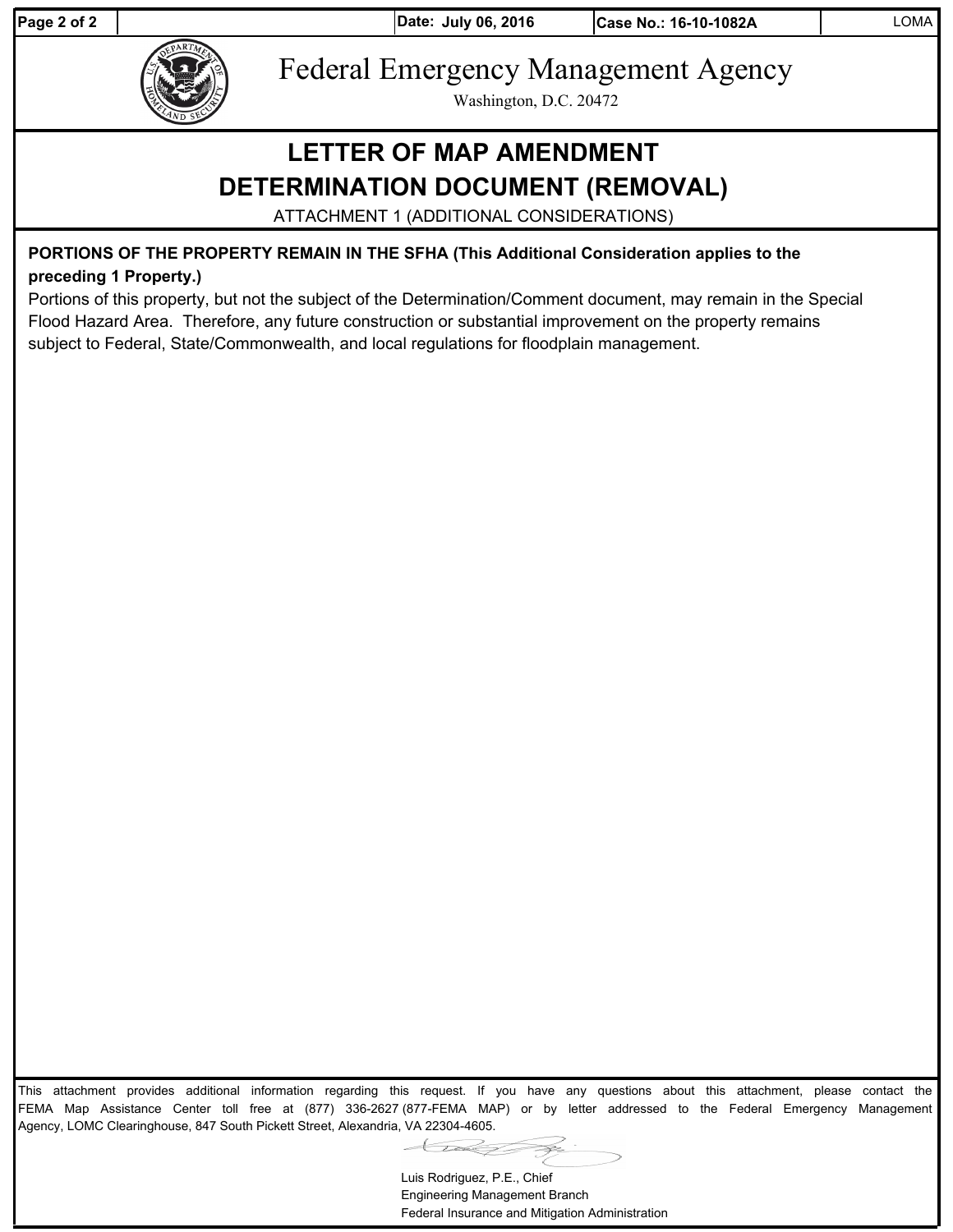Date: July 06, 2016 | Case No.: 16-10-1082A | LOMA

# Federal Emergency Management Agency

Washington, D.C. 20472

## LETTER OF MAP AMENDMENT DETERMINATION DOCUMENT (REMOVAL)

ATTACHMENT 1 (ADDITIONAL CONSIDERATIONS)

**PORTIONS OF THE PROPERTY REMAIN IN THE SFHA (This Additional Consideration applies to the preceding 1 Property.)**

Portions of this property, but not the subject of the Determination/Comment document, may remain in the Special Flood Hazard Area. Therefore, any future construction or substantial improvement on the property remains subject to Federal, State/Commonwealth, and local regulations for floodplain management.

This attachment provides additional information regarding this request. If you have any questions about this attachment, please contact the FEMA Map Assistance Center toll free at (877) 336-2627 (877-FEMA MAP) or by letter addressed to the Federal Emergency Management Agency, LOMC Clearinghouse, 847 South Pickett Street, Alexandria, VA 22304-4605.

Luis Rodriguez, P.E., Chief
Engineering Management Branch
Federal Insurance and Mitigation Administration